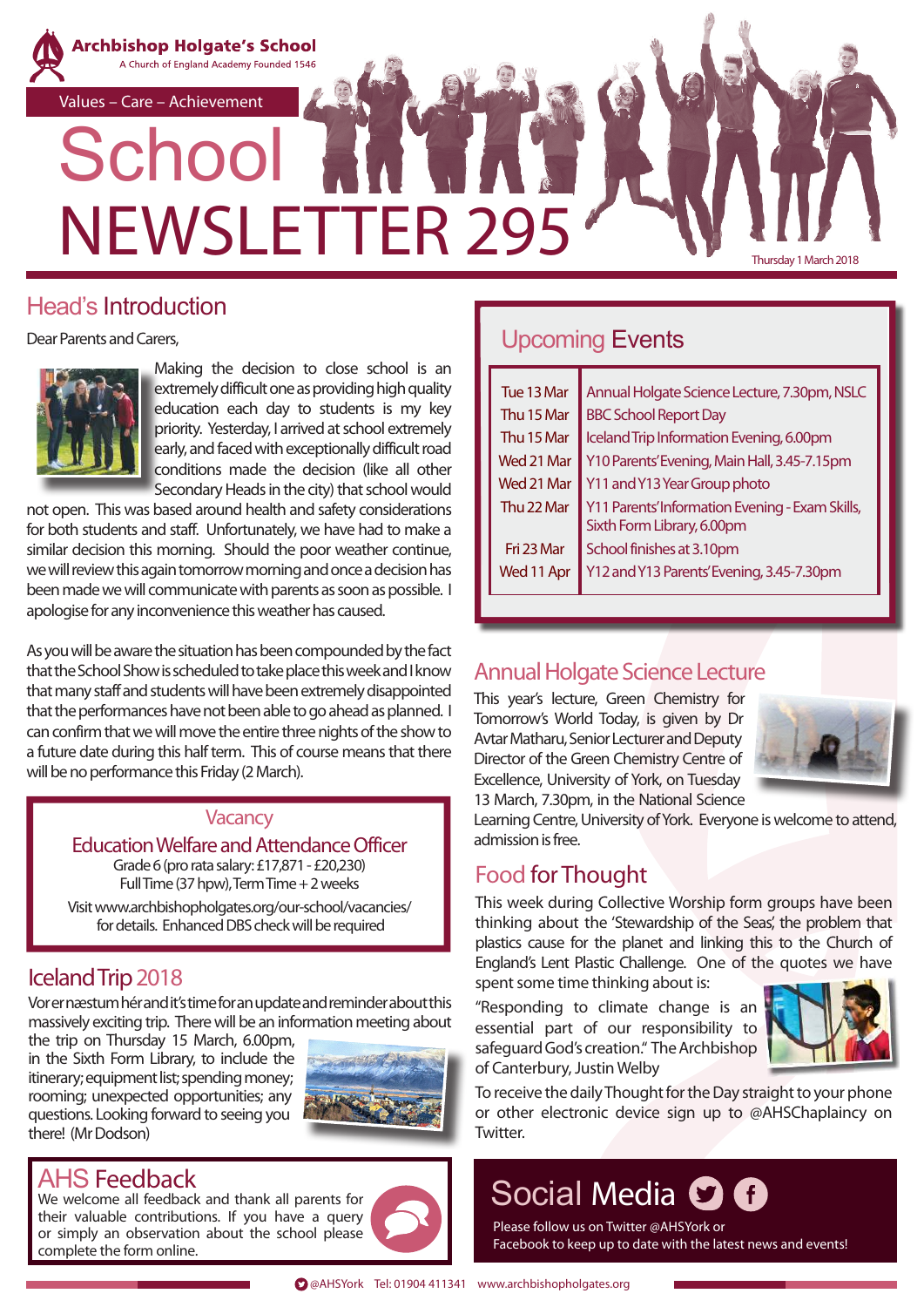# Archbishop Holgate's School

A Church of England Academy Founded 1546

Values – Care – Achievement

# School NEWSLETTER 295

Thursday 1 March 2018

## Head's Introduction

Dear Parents and Carers,

Making the decision to close school is an extremely difficult one as providing high quality education each day to students is my key priority. Yesterday, I arrived at school extremely early, and faced with exceptionally difficult road conditions made the decision (like all other Secondary Heads in the city) that school would not open. This was based around health and safety considerations for both students and staff. Unfortunately, we have had to make a similar decision this morning. Should the poor weather continue, we will review this again tomorrow morning and once a decision has been made we will communicate with parents as soon as possible. I apologise for any inconvenience this weather has caused.

As you will be aware the situation has been compounded by the fact that the School Show is scheduled to take place this week and I know that many staff and students will have been extremely disappointed that the performances have not been able to go ahead as planned. I can confirm that we will move the entire three nights of the show to a future date during this half term. This of course means that there will be no performance this Friday (2 March).

### Vacancy

**Education Welfare and Attendance Officer**

Grade 6 (pro rata salary: £17,871 - £20,230)
Full Time (37 hpw), Term Time + 2 weeks

Visit www.archbishopholgates.org/our-school/vacancies/ for details. Enhanced DBS check will be required

## Iceland Trip 2018

Vor er næstum hér and it's time for an update and reminder about this massively exciting trip. There will be an information meeting about the trip on Thursday 15 March, 6.00pm, in the Sixth Form Library, to include the itinerary; equipment list; spending money; rooming; unexpected opportunities; any questions. Looking forward to seeing you there! (Mr Dodson)

## AHS Feedback

We welcome all feedback and thank all parents for their valuable contributions. If you have a query or simply an observation about the school please complete the form online.

## Upcoming Events

| | |
|---|---|
| Tue 13 Mar | Annual Holgate Science Lecture, 7.30pm, NSLC |
| Thu 15 Mar | BBC School Report Day |
| Thu 15 Mar | Iceland Trip Information Evening, 6.00pm |
| Wed 21 Mar | Y10 Parents' Evening, Main Hall, 3.45-7.15pm |
| Wed 21 Mar | Y11 and Y13 Year Group photo |
| Thu 22 Mar | Y11 Parents' Information Evening - Exam Skills, Sixth Form Library, 6.00pm |
| Fri 23 Mar | School finishes at 3.10pm |
| Wed 11 Apr | Y12 and Y13 Parents' Evening, 3.45-7.30pm |

## Annual Holgate Science Lecture

This year's lecture, Green Chemistry for Tomorrow's World Today, is given by Dr Avtar Matharu, Senior Lecturer and Deputy Director of the Green Chemistry Centre of Excellence, University of York, on Tuesday 13 March, 7.30pm, in the National Science Learning Centre, University of York. Everyone is welcome to attend, admission is free.

## Food for Thought

This week during Collective Worship form groups have been thinking about the 'Stewardship of the Seas', the problem that plastics cause for the planet and linking this to the Church of England's Lent Plastic Challenge. One of the quotes we have spent some time thinking about is:

"Responding to climate change is an essential part of our responsibility to safeguard God's creation." The Archbishop of Canterbury, Justin Welby

To receive the daily Thought for the Day straight to your phone or other electronic device sign up to @AHSChaplaincy on Twitter.

## Social Media

Please follow us on Twitter @AHSYork or Facebook to keep up to date with the latest news and events!

@AHSYork Tel: 01904 411341 www.archbishopholgates.org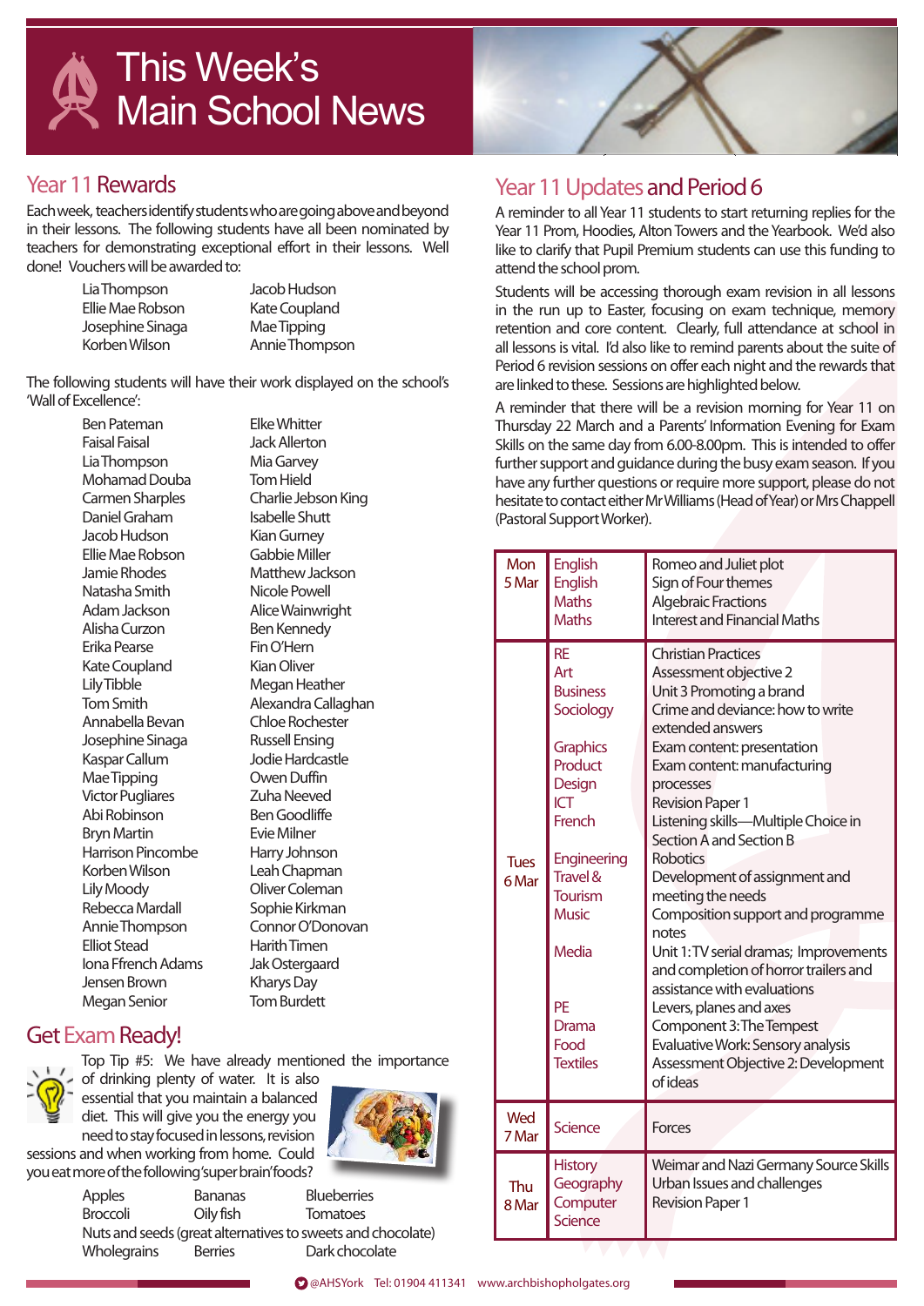# This Week's Main School News

## Year 11 Rewards

Each week, teachers identify students who are going above and beyond in their lessons. The following students have all been nominated by teachers for demonstrating exceptional effort in their lessons. Well done! Vouchers will be awarded to:

| | |
|---|---|
| Lia Thompson | Jacob Hudson |
| Ellie Mae Robson | Kate Coupland |
| Josephine Sinaga | Mae Tipping |
| Korben Wilson | Annie Thompson |

The following students will have their work displayed on the school's 'Wall of Excellence':

| | |
|---|---|
| Ben Pateman | Elke Whitter |
| Faisal Faisal | Jack Allerton |
| Lia Thompson | Mia Garvey |
| Mohamad Douba | Tom Hield |
| Carmen Sharples | Charlie Jebson King |
| Daniel Graham | Isabelle Shutt |
| Jacob Hudson | Kian Gurney |
| Ellie Mae Robson | Gabbie Miller |
| Jamie Rhodes | Matthew Jackson |
| Natasha Smith | Nicole Powell |
| Adam Jackson | Alice Wainwright |
| Alisha Curzon | Ben Kennedy |
| Erika Pearse | Fin O'Hern |
| Kate Coupland | Kian Oliver |
| Lily Tibble | Megan Heather |
| Tom Smith | Alexandra Callaghan |
| Annabella Bevan | Chloe Rochester |
| Josephine Sinaga | Russell Ensing |
| Kaspar Callum | Jodie Hardcastle |
| Mae Tipping | Owen Duffin |
| Victor Pugliares | Zuha Neeved |
| Abi Robinson | Ben Goodliffe |
| Bryn Martin | Evie Milner |
| Harrison Pincombe | Harry Johnson |
| Korben Wilson | Leah Chapman |
| Lily Moody | Oliver Coleman |
| Rebecca Mardall | Sophie Kirkman |
| Annie Thompson | Connor O'Donovan |
| Elliot Stead | Harith Timen |
| Iona Ffrench Adams | Jak Ostergaard |
| Jensen Brown | Kharys Day |
| Megan Senior | Tom Burdett |

## Get Exam Ready!

Top Tip #5: We have already mentioned the importance of drinking plenty of water. It is also essential that you maintain a balanced diet. This will give you the energy you need to stay focused in lessons, revision sessions and when working from home. Could you eat more of the following 'super brain' foods?

| | | |
|---|---|---|
| Apples | Bananas | Blueberries |
| Broccoli | Oily fish | Tomatoes |
| Nuts and seeds (great alternatives to sweets and chocolate) | | |
| Wholegrains | Berries | Dark chocolate |

## Year 11 Updates and Period 6

A reminder to all Year 11 students to start returning replies for the Year 11 Prom, Hoodies, Alton Towers and the Yearbook. We'd also like to clarify that Pupil Premium students can use this funding to attend the school prom.

Students will be accessing thorough exam revision in all lessons in the run up to Easter, focusing on exam technique, memory retention and core content. Clearly, full attendance at school in all lessons is vital. I'd also like to remind parents about the suite of Period 6 revision sessions on offer each night and the rewards that are linked to these. Sessions are highlighted below.

A reminder that there will be a revision morning for Year 11 on Thursday 22 March and a Parents' Information Evening for Exam Skills on the same day from 6.00-8.00pm. This is intended to offer further support and guidance during the busy exam season. If you have any further questions or require more support, please do not hesitate to contact either Mr Williams (Head of Year) or Mrs Chappell (Pastoral Support Worker).

| Day | Subject | Topic |
|---|---|---|
| Mon 5 Mar | English | Romeo and Juliet plot |
| | English | Sign of Four themes |
| | Maths | Algebraic Fractions |
| | Maths | Interest and Financial Maths |
| Tues 6 Mar | RE | Christian Practices |
| | Art | Assessment objective 2 |
| | Business | Unit 3 Promoting a brand |
| | Sociology | Crime and deviance: how to write extended answers |
| | Graphics | Exam content: presentation |
| | Product Design | Exam content: manufacturing processes |
| | ICT | Revision Paper 1 |
| | French | Listening skills—Multiple Choice in Section A and Section B |
| | Engineering | Robotics |
| | Travel & Tourism | Development of assignment and meeting the needs |
| | Music | Composition support and programme notes |
| | Media | Unit 1: TV serial dramas; Improvements and completion of horror trailers and assistance with evaluations |
| | PE | Levers, planes and axes |
| | Drama | Component 3: The Tempest |
| | Food | Evaluative Work: Sensory analysis |
| | Textiles | Assessment Objective 2: Development of ideas |
| Wed 7 Mar | Science | Forces |
| Thu 8 Mar | History | Weimar and Nazi Germany Source Skills |
| | Geography | Urban Issues and challenges |
| | Computer Science | Revision Paper 1 |

@AHSYork Tel: 01904 411341 www.archbishopholgates.org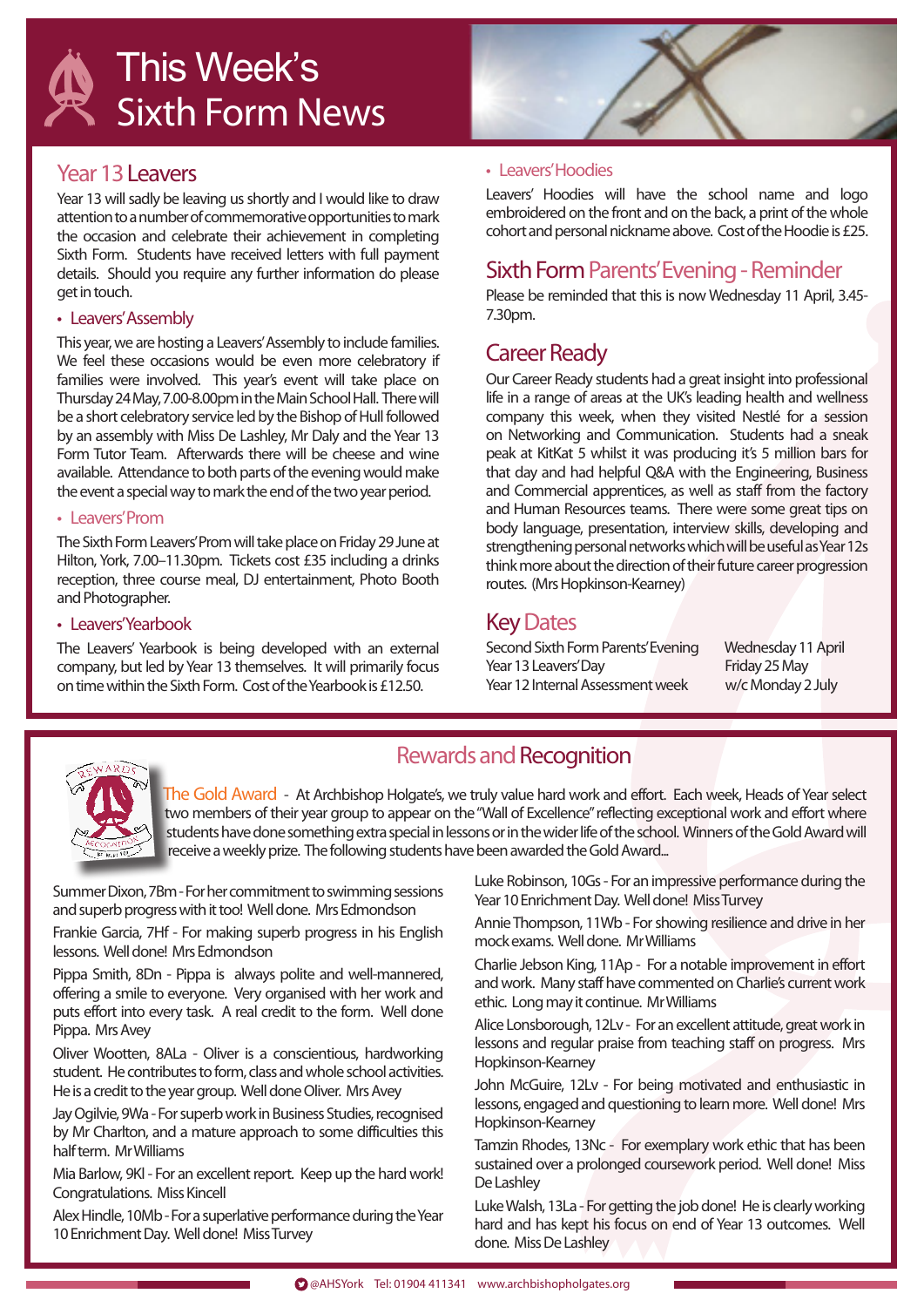# This Week's Sixth Form News

## Year 13 Leavers

Year 13 will sadly be leaving us shortly and I would like to draw attention to a number of commemorative opportunities to mark the occasion and celebrate their achievement in completing Sixth Form. Students have received letters with full payment details. Should you require any further information do please get in touch.

- Leavers' Assembly

This year, we are hosting a Leavers' Assembly to include families. We feel these occasions would be even more celebratory if families were involved. This year's event will take place on Thursday 24 May, 7.00-8.00pm in the Main School Hall. There will be a short celebratory service led by the Bishop of Hull followed by an assembly with Miss De Lashley, Mr Daly and the Year 13 Form Tutor Team. Afterwards there will be cheese and wine available. Attendance to both parts of the evening would make the event a special way to mark the end of the two year period.

- Leavers' Prom

The Sixth Form Leavers' Prom will take place on Friday 29 June at Hilton, York, 7.00–11.30pm. Tickets cost £35 including a drinks reception, three course meal, DJ entertainment, Photo Booth and Photographer.

- Leavers' Yearbook

The Leavers' Yearbook is being developed with an external company, but led by Year 13 themselves. It will primarily focus on time within the Sixth Form. Cost of the Yearbook is £12.50.

- Leavers' Hoodies

Leavers' Hoodies will have the school name and logo embroidered on the front and on the back, a print of the whole cohort and personal nickname above. Cost of the Hoodie is £25.

## Sixth Form Parents' Evening - Reminder

Please be reminded that this is now Wednesday 11 April, 3.45-7.30pm.

## Career Ready

Our Career Ready students had a great insight into professional life in a range of areas at the UK's leading health and wellness company this week, when they visited Nestlé for a session on Networking and Communication. Students had a sneak peak at KitKat 5 whilst it was producing it's 5 million bars for that day and had helpful Q&A with the Engineering, Business and Commercial apprentices, as well as staff from the factory and Human Resources teams. There were some great tips on body language, presentation, interview skills, developing and strengthening personal networks which will be useful as Year 12s think more about the direction of their future career progression routes. (Mrs Hopkinson-Kearney)

## Key Dates

| | |
|---|---|
| Second Sixth Form Parents' Evening | Wednesday 11 April |
| Year 13 Leavers' Day | Friday 25 May |
| Year 12 Internal Assessment week | w/c Monday 2 July |

## Rewards and Recognition

The Gold Award - At Archbishop Holgate's, we truly value hard work and effort. Each week, Heads of Year select two members of their year group to appear on the "Wall of Excellence" reflecting exceptional work and effort where students have done something extra special in lessons or in the wider life of the school. Winners of the Gold Award will receive a weekly prize. The following students have been awarded the Gold Award...

Summer Dixon, 7Bm - For her commitment to swimming sessions and superb progress with it too! Well done. Mrs Edmondson

Frankie Garcia, 7Hf - For making superb progress in his English lessons. Well done! Mrs Edmondson

Pippa Smith, 8Dn - Pippa is always polite and well-mannered, offering a smile to everyone. Very organised with her work and puts effort into every task. A real credit to the form. Well done Pippa. Mrs Avey

Oliver Wootten, 8ALa - Oliver is a conscientious, hardworking student. He contributes to form, class and whole school activities. He is a credit to the year group. Well done Oliver. Mrs Avey

Jay Ogilvie, 9Wa - For superb work in Business Studies, recognised by Mr Charlton, and a mature approach to some difficulties this half term. Mr Williams

Mia Barlow, 9Kl - For an excellent report. Keep up the hard work! Congratulations. Miss Kincell

Alex Hindle, 10Mb - For a superlative performance during the Year 10 Enrichment Day. Well done! Miss Turvey

Luke Robinson, 10Gs - For an impressive performance during the Year 10 Enrichment Day. Well done! Miss Turvey

Annie Thompson, 11Wb - For showing resilience and drive in her mock exams. Well done. Mr Williams

Charlie Jebson King, 11Ap - For a notable improvement in effort and work. Many staff have commented on Charlie's current work ethic. Long may it continue. Mr Williams

Alice Lonsborough, 12Lv - For an excellent attitude, great work in lessons and regular praise from teaching staff on progress. Mrs Hopkinson-Kearney

John McGuire, 12Lv - For being motivated and enthusiastic in lessons, engaged and questioning to learn more. Well done! Mrs Hopkinson-Kearney

Tamzin Rhodes, 13Nc - For exemplary work ethic that has been sustained over a prolonged coursework period. Well done! Miss De Lashley

Luke Walsh, 13La - For getting the job done! He is clearly working hard and has kept his focus on end of Year 13 outcomes. Well done. Miss De Lashley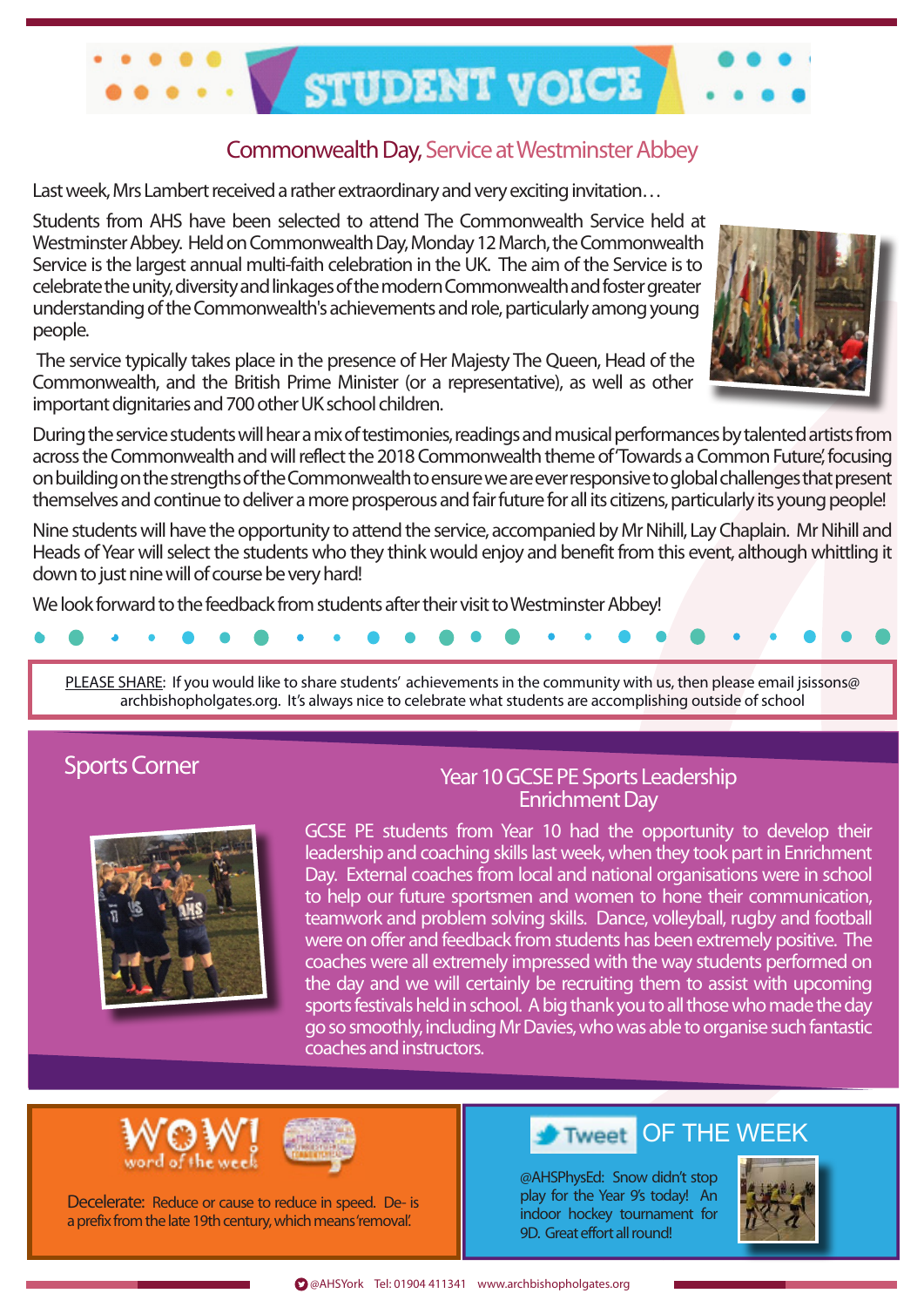# STUDENT VOICE

## Commonwealth Day, Service at Westminster Abbey

Last week, Mrs Lambert received a rather extraordinary and very exciting invitation…

Students from AHS have been selected to attend The Commonwealth Service held at Westminster Abbey. Held on Commonwealth Day, Monday 12 March, the Commonwealth Service is the largest annual multi-faith celebration in the UK. The aim of the Service is to celebrate the unity, diversity and linkages of the modern Commonwealth and foster greater understanding of the Commonwealth's achievements and role, particularly among young people.

The service typically takes place in the presence of Her Majesty The Queen, Head of the Commonwealth, and the British Prime Minister (or a representative), as well as other important dignitaries and 700 other UK school children.

During the service students will hear a mix of testimonies, readings and musical performances by talented artists from across the Commonwealth and will reflect the 2018 Commonwealth theme of 'Towards a Common Future', focusing on building on the strengths of the Commonwealth to ensure we are ever responsive to global challenges that present themselves and continue to deliver a more prosperous and fair future for all its citizens, particularly its young people!

Nine students will have the opportunity to attend the service, accompanied by Mr Nihill, Lay Chaplain. Mr Nihill and Heads of Year will select the students who they think would enjoy and benefit from this event, although whittling it down to just nine will of course be very hard!

We look forward to the feedback from students after their visit to Westminster Abbey!

PLEASE SHARE: If you would like to share students' achievements in the community with us, then please email jsissons@archbishopholgates.org. It's always nice to celebrate what students are accomplishing outside of school

## Sports Corner

### Year 10 GCSE PE Sports Leadership Enrichment Day

GCSE PE students from Year 10 had the opportunity to develop their leadership and coaching skills last week, when they took part in Enrichment Day. External coaches from local and national organisations were in school to help our future sportsmen and women to hone their communication, teamwork and problem solving skills. Dance, volleyball, rugby and football were on offer and feedback from students has been extremely positive. The coaches were all extremely impressed with the way students performed on the day and we will certainly be recruiting them to assist with upcoming sports festivals held in school. A big thank you to all those who made the day go so smoothly, including Mr Davies, who was able to organise such fantastic coaches and instructors.

## WOW! word of the week

Decelerate: Reduce or cause to reduce in speed. De- is a prefix from the late 19th century, which means 'removal'.

## Tweet OF THE WEEK

@AHSPhysEd: Snow didn't stop play for the Year 9's today! An indoor hockey tournament for 9D. Great effort all round!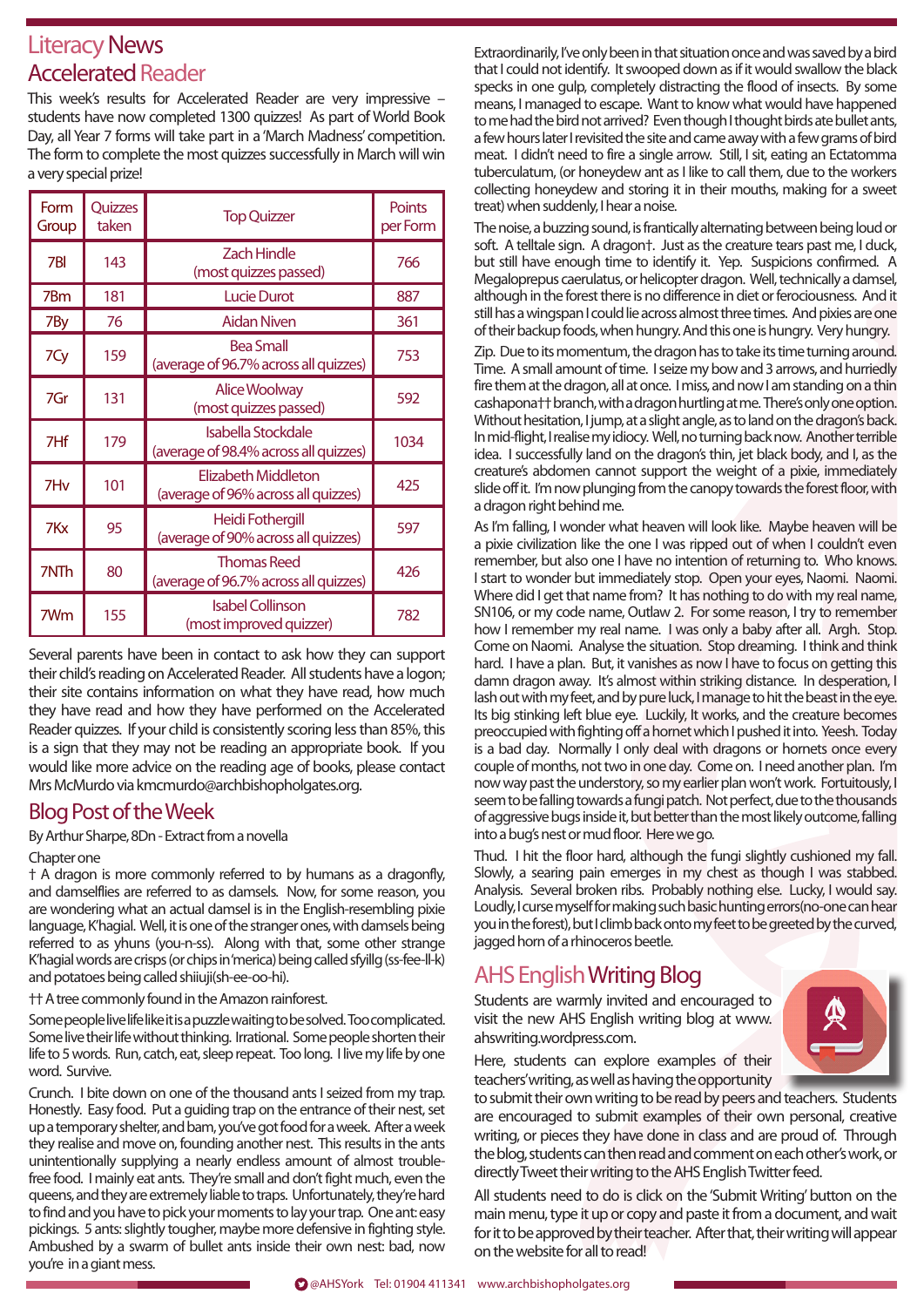# Literacy News

## Accelerated Reader

This week's results for Accelerated Reader are very impressive – students have now completed 1300 quizzes! As part of World Book Day, all Year 7 forms will take part in a 'March Madness' competition. The form to complete the most quizzes successfully in March will win a very special prize!

| Form Group | Quizzes taken | Top Quizzer | Points per Form |
|---|---|---|---|
| 7Bl | 143 | Zach Hindle (most quizzes passed) | 766 |
| 7Bm | 181 | Lucie Durot | 887 |
| 7By | 76 | Aidan Niven | 361 |
| 7Cy | 159 | Bea Small (average of 96.7% across all quizzes) | 753 |
| 7Gr | 131 | Alice Woolway (most quizzes passed) | 592 |
| 7Hf | 179 | Isabella Stockdale (average of 98.4% across all quizzes) | 1034 |
| 7Hv | 101 | Elizabeth Middleton (average of 96% across all quizzes) | 425 |
| 7Kx | 95 | Heidi Fothergill (average of 90% across all quizzes) | 597 |
| 7NTh | 80 | Thomas Reed (average of 96.7% across all quizzes) | 426 |
| 7Wm | 155 | Isabel Collinson (most improved quizzer) | 782 |

Several parents have been in contact to ask how they can support their child's reading on Accelerated Reader. All students have a logon; their site contains information on what they have read, how much they have read and how they have performed on the Accelerated Reader quizzes. If your child is consistently scoring less than 85%, this is a sign that they may not be reading an appropriate book. If you would like more advice on the reading age of books, please contact Mrs McMurdo via kmcmurdo@archbishopholgates.org.

## Blog Post of the Week

By Arthur Sharpe, 8Dn - Extract from a novella

Chapter one

† A dragon is more commonly referred to by humans as a dragonfly, and damselflies are referred to as damsels. Now, for some reason, you are wondering what an actual damsel is in the English-resembling pixie language, K'hagial. Well, it is one of the stranger ones, with damsels being referred to as yhuns (you-n-ss). Along with that, some other strange K'hagial words are crisps (or chips in 'merica) being called sfyillg (ss-fee-ll-k) and potatoes being called shiiuji(sh-ee-oo-hi).

†† A tree commonly found in the Amazon rainforest.

Some people live life like it is a puzzle waiting to be solved. Too complicated. Some live their life without thinking. Irrational. Some people shorten their life to 5 words. Run, catch, eat, sleep repeat. Too long. I live my life by one word. Survive.

Crunch. I bite down on one of the thousand ants I seized from my trap. Honestly. Easy food. Put a guiding trap on the entrance of their nest, set up a temporary shelter, and bam, you've got food for a week. After a week they realise and move on, founding another nest. This results in the ants unintentionally supplying a nearly endless amount of almost trouble-free food. I mainly eat ants. They're small and don't fight much, even the queens, and they are extremely liable to traps. Unfortunately, they're hard to find and you have to pick your moments to lay your trap. One ant: easy pickings. 5 ants: slightly tougher, maybe more defensive in fighting style. Ambushed by a swarm of bullet ants inside their own nest: bad, now you're in a giant mess.

Extraordinarily, I've only been in that situation once and was saved by a bird that I could not identify. It swooped down as if it would swallow the black specks in one gulp, completely distracting the flood of insects. By some means, I managed to escape. Want to know what would have happened to me had the bird not arrived? Even though I thought birds ate bullet ants, a few hours later I revisited the site and came away with a few grams of bird meat. I didn't need to fire a single arrow. Still, I sit, eating an Ectatomma tuberculatum, (or honeydew ant as I like to call them, due to the workers collecting honeydew and storing it in their mouths, making for a sweet treat) when suddenly, I hear a noise.

The noise, a buzzing sound, is frantically alternating between being loud or soft. A telltale sign. A dragon†. Just as the creature tears past me, I duck, but still have enough time to identify it. Yep. Suspicions confirmed. A Megaloprepus caerulatus, or helicopter dragon. Well, technically a damsel, although in the forest there is no difference in diet or ferociousness. And it still has a wingspan I could lie across almost three times. And pixies are one of their backup foods, when hungry. And this one is hungry. Very hungry.

Zip. Due to its momentum, the dragon has to take its time turning around. Time. A small amount of time. I seize my bow and 3 arrows, and hurriedly fire them at the dragon, all at once. I miss, and now I am standing on a thin cashapona†† branch, with a dragon hurtling at me. There's only one option. Without hesitation, I jump, at a slight angle, as to land on the dragon's back. In mid-flight, I realise my idiocy. Well, no turning back now. Another terrible idea. I successfully land on the dragon's thin, jet black body, and I, as the creature's abdomen cannot support the weight of a pixie, immediately slide off it. I'm now plunging from the canopy towards the forest floor, with a dragon right behind me.

As I'm falling, I wonder what heaven will look like. Maybe heaven will be a pixie civilization like the one I was ripped out of when I couldn't even remember, but also one I have no intention of returning to. Who knows. I start to wonder but immediately stop. Open your eyes, Naomi. Naomi. Where did I get that name from? It has nothing to do with my real name, SN106, or my code name, Outlaw 2. For some reason, I try to remember how I remember my real name. I was only a baby after all. Argh. Stop. Come on Naomi. Analyse the situation. Stop dreaming. I think and think hard. I have a plan. But, it vanishes as now I have to focus on getting this damn dragon away. It's almost within striking distance. In desperation, I lash out with my feet, and by pure luck, I manage to hit the beast in the eye. Its big stinking left blue eye. Luckily, It works, and the creature becomes preoccupied with fighting off a hornet which I pushed it into. Yeesh. Today is a bad day. Normally I only deal with dragons or hornets once every couple of months, not two in one day. Come on. I need another plan. I'm now way past the understory, so my earlier plan won't work. Fortuitously, I seem to be falling towards a fungi patch. Not perfect, due to the thousands of aggressive bugs inside it, but better than the most likely outcome, falling into a bug's nest or mud floor. Here we go.

Thud. I hit the floor hard, although the fungi slightly cushioned my fall. Slowly, a searing pain emerges in my chest as though I was stabbed. Analysis. Several broken ribs. Probably nothing else. Lucky, I would say. Loudly, I curse myself for making such basic hunting errors(no-one can hear you in the forest), but I climb back onto my feet to be greeted by the curved, jagged horn of a rhinoceros beetle.

## AHS English Writing Blog

Students are warmly invited and encouraged to visit the new AHS English writing blog at www.ahswriting.wordpress.com.

Here, students can explore examples of their teachers' writing, as well as having the opportunity to submit their own writing to be read by peers and teachers. Students are encouraged to submit examples of their own personal, creative writing, or pieces they have done in class and are proud of. Through the blog, students can then read and comment on each other's work, or directly Tweet their writing to the AHS English Twitter feed.

All students need to do is click on the 'Submit Writing' button on the main menu, type it up or copy and paste it from a document, and wait for it to be approved by their teacher. After that, their writing will appear on the website for all to read!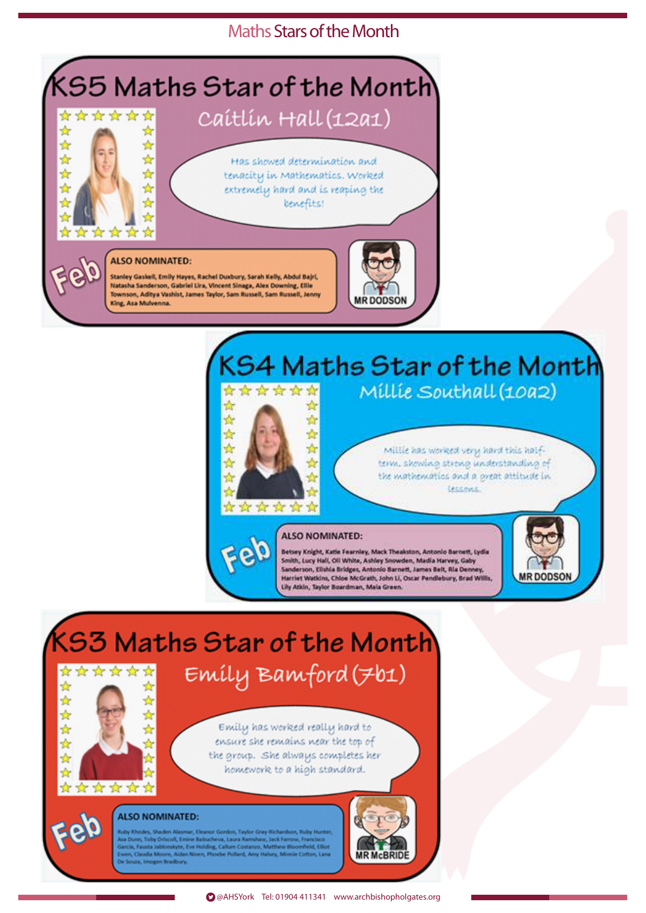# Maths Stars of the Month

## KS5 Maths Star of the Month

**Caitlin Hall (12a1)**

Has showed determination and tenacity in Mathematics. Worked extremely hard and is reaping the benefits!

**Feb**

**ALSO NOMINATED:**

Stanley Gaskell, Emily Hayes, Rachel Duxbury, Sarah Kelly, Abdul Bajri, Natasha Sanderson, Gabriel Lira, Vincent Sinaga, Alex Downing, Ellie Townson, Aditya Vashist, James Taylor, Sam Russell, Sam Russell, Jenny King, Asa Mulvenna.

MR DODSON

## KS4 Maths Star of the Month

**Millie Southall (10a2)**

Millie has worked very hard this half-term, showing strong understanding of the mathematics and a great attitude in lessons.

**Feb**

**ALSO NOMINATED:**

Betsey Knight, Katie Fearnley, Mack Theakston, Antonio Barnett, Lydia Smith, Lucy Hall, Oli White, Ashley Snowden, Madia Harvey, Gaby Sanderson, Elishia Bridges, Antonio Barnett, James Belt, Ria Denney, Harriet Watkins, Chloe McGrath, John Li, Oscar Pendlebury, Brad Wills, Lily Atkin, Taylor Boardman, Maia Green.

MR DODSON

## KS3 Maths Star of the Month

**Emily Bamford (7b1)**

Emily has worked really hard to ensure she remains near the top of the group. She always completes her homework to a high standard.

**Feb**

**ALSO NOMINATED:**

Ruby Rhodes, Shaden Alasmar, Eleanor Gordon, Taylor Gray-Richardson, Ruby Hunter, Asa Dunn, Toby Driscoll, Emine Babucheva, Laura Ramshaw, Jack Farrow, Francisco Garcia, Fausta Jablonskyte, Eve Holding, Callum Costanzo, Matthew Bloomfield, Elliot Ewen, Claudia Moore, Aidan Niven, Phoebe Pollard, Amy Halsey, Minnie Cotton, Lana De Souza, Imogen Bradbury.

MR McBRIDE

@AHSYork Tel: 01904 411341 www.archbishopholgates.org